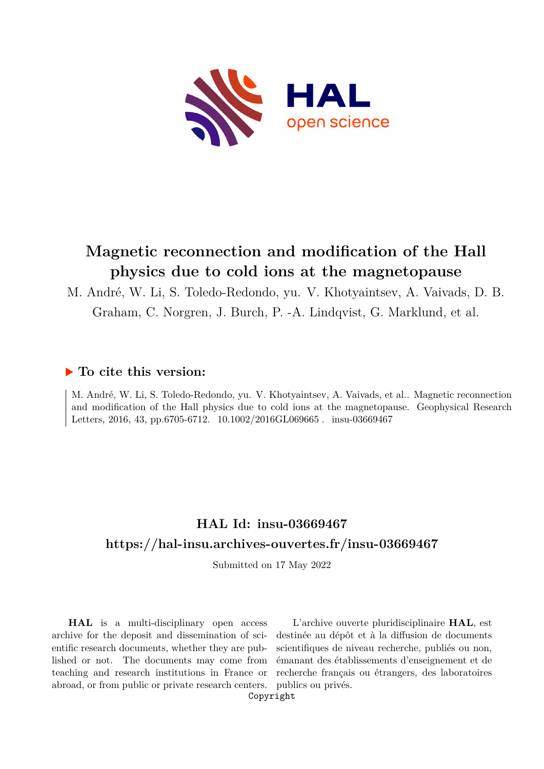# Magnetic reconnection and modification of the Hall physics due to cold ions at the magnetopause

M. André, W. Li, S. Toledo-Redondo, yu. V. Khotyaintsev, A. Vaivads, D. B. Graham, C. Norgren, J. Burch, P. -A. Lindqvist, G. Marklund, et al.

## ▶ To cite this version:

M. André, W. Li, S. Toledo-Redondo, yu. V. Khotyaintsev, A. Vaivads, et al.. Magnetic reconnection and modification of the Hall physics due to cold ions at the magnetopause. Geophysical Research Letters, 2016, 43, pp.6705-6712. 10.1002/2016GL069665 . insu-03669467

## HAL Id: insu-03669467

## https://hal-insu.archives-ouvertes.fr/insu-03669467

Submitted on 17 May 2022

**HAL** is a multi-disciplinary open access archive for the deposit and dissemination of scientific research documents, whether they are published or not. The documents may come from teaching and research institutions in France or abroad, or from public or private research centers.

L'archive ouverte pluridisciplinaire **HAL**, est destinée au dépôt et à la diffusion de documents scientifiques de niveau recherche, publiés ou non, émanant des établissements d'enseignement et de recherche français ou étrangers, des laboratoires publics ou privés.

Copyright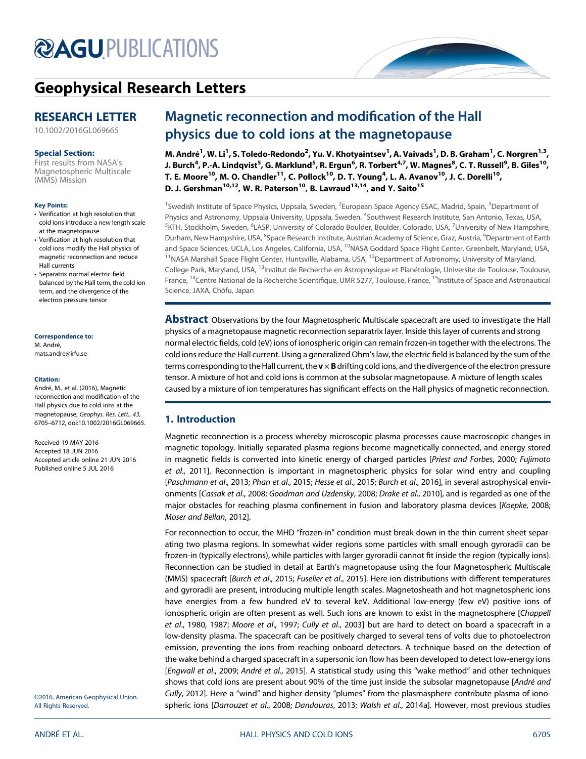# Geophysical Research Letters

**RESEARCH LETTER**

10.1002/2016GL069665

**Special Section:**

First results from NASA's Magnetospheric Multiscale (MMS) Mission

**Key Points:**

- Verification at high resolution that cold ions introduce a new length scale at the magnetopause
- Verification at high resolution that cold ions modify the Hall physics of magnetic reconnection and reduce Hall currents
- Separatrix normal electric field balanced by the Hall term, the cold ion term, and the divergence of the electron pressure tensor

**Correspondence to:**

M. André,
mats.andre@irfu.se

**Citation:**

André, M., et al. (2016), Magnetic reconnection and modification of the Hall physics due to cold ions at the magnetopause, *Geophys. Res. Lett.*, *43*, 6705–6712, doi:10.1002/2016GL069665.

Received 19 MAY 2016
Accepted 18 JUN 2016
Accepted article online 21 JUN 2016
Published online 5 JUL 2016

©2016. American Geophysical Union. All Rights Reserved.

# Magnetic reconnection and modification of the Hall physics due to cold ions at the magnetopause

**M. André[1], W. Li[1], S. Toledo-Redondo[2], Yu. V. Khotyaintsev[1], A. Vaivads[1], D. B. Graham[1], C. Norgren[1,3], J. Burch[4], P.-A. Lindqvist[5], G. Marklund[5], R. Ergun[6], R. Torbert[4,7], W. Magnes[8], C. T. Russell[9], B. Giles[10], T. E. Moore[10], M. O. Chandler[11], C. Pollock[10], D. T. Young[4], L. A. Avanov[10], J. C. Dorelli[10], D. J. Gershman[10,12], W. R. Paterson[10], B. Lavraud[13,14], and Y. Saito[15]**

[1]Swedish Institute of Space Physics, Uppsala, Sweden, [2]European Space Agency ESAC, Madrid, Spain, [3]Department of Physics and Astronomy, Uppsala University, Uppsala, Sweden, [4]Southwest Research Institute, San Antonio, Texas, USA, [5]KTH, Stockholm, Sweden, [6]LASP, University of Colorado Boulder, Boulder, Colorado, USA, [7]University of New Hampshire, Durham, New Hampshire, USA, [8]Space Research Institute, Austrian Academy of Science, Graz, Austria, [9]Department of Earth and Space Sciences, UCLA, Los Angeles, California, USA, [10]NASA Goddard Space Flight Center, Greenbelt, Maryland, USA, [11]NASA Marshall Space Flight Center, Huntsville, Alabama, USA, [12]Department of Astronomy, University of Maryland, College Park, Maryland, USA, [13]Institut de Recherche en Astrophysique et Planétologie, Université de Toulouse, Toulouse, France, [14]Centre National de la Recherche Scientifique, UMR 5277, Toulouse, France, [15]Institute of Space and Astronautical Science, JAXA, Chōfu, Japan

**Abstract** Observations by the four Magnetospheric Multiscale spacecraft are used to investigate the Hall physics of a magnetopause magnetic reconnection separatrix layer. Inside this layer of currents and strong normal electric fields, cold (eV) ions of ionospheric origin can remain frozen-in together with the electrons. The cold ions reduce the Hall current. Using a generalized Ohm's law, the electric field is balanced by the sum of the terms corresponding to the Hall current, the $\mathbf{v} \times \mathbf{B}$ drifting cold ions, and the divergence of the electron pressure tensor. A mixture of hot and cold ions is common at the subsolar magnetopause. A mixture of length scales caused by a mixture of ion temperatures has significant effects on the Hall physics of magnetic reconnection.

## 1. Introduction

Magnetic reconnection is a process whereby microscopic plasma processes cause macroscopic changes in magnetic topology. Initially separated plasma regions become magnetically connected, and energy stored in magnetic fields is converted into kinetic energy of charged particles [*Priest and Forbes*, 2000; *Fujimoto et al*., 2011]. Reconnection is important in magnetospheric physics for solar wind entry and coupling [*Paschmann et al*., 2013; *Phan et al*., 2015; *Hesse et al*., 2015; *Burch et al*., 2016], in several astrophysical environments [*Cassak et al*., 2008; *Goodman and Uzdensky*, 2008; *Drake et al*., 2010], and is regarded as one of the major obstacles for reaching plasma confinement in fusion and laboratory plasma devices [*Koepke*, 2008; *Moser and Bellan*, 2012].

For reconnection to occur, the MHD "frozen-in" condition must break down in the thin current sheet separating two plasma regions. In somewhat wider regions some particles with small enough gyroradii can be frozen-in (typically electrons), while particles with larger gyroradii cannot fit inside the region (typically ions). Reconnection can be studied in detail at Earth's magnetopause using the four Magnetospheric Multiscale (MMS) spacecraft [*Burch et al*., 2015; *Fuselier et al*., 2015]. Here ion distributions with different temperatures and gyroradii are present, introducing multiple length scales. Magnetosheath and hot magnetospheric ions have energies from a few hundred eV to several keV. Additional low-energy (few eV) positive ions of ionospheric origin are often present as well. Such ions are known to exist in the magnetosphere [*Chappell et al*., 1980, 1987; *Moore et al*., 1997; *Cully et al*., 2003] but are hard to detect on board a spacecraft in a low-density plasma. The spacecraft can be positively charged to several tens of volts due to photoelectron emission, preventing the ions from reaching onboard detectors. A technique based on the detection of the wake behind a charged spacecraft in a supersonic ion flow has been developed to detect low-energy ions [*Engwall et al*., 2009; *André et al*., 2015]. A statistical study using this "wake method" and other techniques shows that cold ions are present about 90% of the time just inside the subsolar magnetopause [*André and Cully*, 2012]. Here a "wind" and higher density "plumes" from the plasmasphere contribute plasma of ionospheric ions [*Darrouzet et al*., 2008; *Dandouras*, 2013; *Walsh et al*., 2014a]. However, most previous studies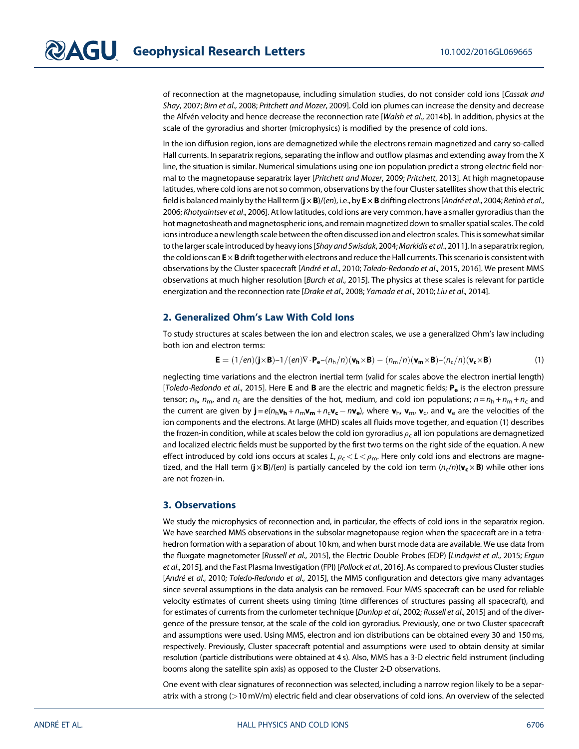of reconnection at the magnetopause, including simulation studies, do not consider cold ions [*Cassak and Shay*, 2007; *Birn et al.*, 2008; *Pritchett and Mozer*, 2009]. Cold ion plumes can increase the density and decrease the Alfvén velocity and hence decrease the reconnection rate [*Walsh et al.*, 2014b]. In addition, physics at the scale of the gyroradius and shorter (microphysics) is modified by the presence of cold ions.

In the ion diffusion region, ions are demagnetized while the electrons remain magnetized and carry so-called Hall currents. In separatrix regions, separating the inflow and outflow plasmas and extending away from the X line, the situation is similar. Numerical simulations using one ion population predict a strong electric field normal to the magnetopause separatrix layer [*Pritchett and Mozer*, 2009; *Pritchett*, 2013]. At high magnetopause latitudes, where cold ions are not so common, observations by the four Cluster satellites show that this electric field is balanced mainly by the Hall term $(\mathbf{j}\times\mathbf{B})/(en)$, i.e., by $\mathbf{E}\times\mathbf{B}$ drifting electrons [*André et al.*, 2004; *Retinò et al.*, 2006; *Khotyaintsev et al.*, 2006]. At low latitudes, cold ions are very common, have a smaller gyroradius than the hot magnetosheath and magnetospheric ions, and remain magnetized down to smaller spatial scales. The cold ions introduce a new length scale between the often discussed ion and electron scales. This is somewhat similar to the larger scale introduced by heavy ions [*Shay and Swisdak*, 2004; *Markidis et al.*, 2011]. In a separatrix region, the cold ions can $\mathbf{E}\times\mathbf{B}$ drift together with electrons and reduce the Hall currents. This scenario is consistent with observations by the Cluster spacecraft [*André et al.*, 2010; *Toledo-Redondo et al.*, 2015, 2016]. We present MMS observations at much higher resolution [*Burch et al.*, 2015]. The physics at these scales is relevant for particle energization and the reconnection rate [*Drake et al.*, 2008; *Yamada et al.*, 2010; *Liu et al.*, 2014].

## 2. Generalized Ohm's Law With Cold Ions

To study structures at scales between the ion and electron scales, we use a generalized Ohm's law including both ion and electron terms:

$$\mathbf{E} = (1/en)(\mathbf{j}\times\mathbf{B}) - 1/(en)\nabla\cdot\mathbf{P_e} - (n_h/n)(\mathbf{v_h}\times\mathbf{B}) - (n_m/n)(\mathbf{v_m}\times\mathbf{B}) - (n_c/n)(\mathbf{v_c}\times\mathbf{B}) \tag{1}$$

neglecting time variations and the electron inertial term (valid for scales above the electron inertial length) [*Toledo-Redondo et al.*, 2015]. Here $\mathbf{E}$ and $\mathbf{B}$ are the electric and magnetic fields; $\mathbf{P_e}$ is the electron pressure tensor; $n_h$, $n_m$, and $n_c$ are the densities of the hot, medium, and cold ion populations; $n = n_h + n_m + n_c$ and the current are given by $\mathbf{j} = e(n_h\mathbf{v_h} + n_m\mathbf{v_m} + n_c\mathbf{v_c} - n\mathbf{v_e})$, where $\mathbf{v}_h$, $\mathbf{v}_m$, $\mathbf{v}_c$, and $\mathbf{v}_e$ are the velocities of the ion components and the electrons. At large (MHD) scales all fluids move together, and equation (1) describes the frozen-in condition, while at scales below the cold ion gyroradius $\rho_c$ all ion populations are demagnetized and localized electric fields must be supported by the first two terms on the right side of the equation. A new effect introduced by cold ions occurs at scales $L$, $\rho_c < L < \rho_m$. Here only cold ions and electrons are magnetized, and the Hall term $(\mathbf{j}\times\mathbf{B})/(en)$ is partially canceled by the cold ion term $(n_c/n)(\mathbf{v_c}\times\mathbf{B})$ while other ions are not frozen-in.

## 3. Observations

We study the microphysics of reconnection and, in particular, the effects of cold ions in the separatrix region. We have searched MMS observations in the subsolar magnetopause region when the spacecraft are in a tetrahedron formation with a separation of about 10 km, and when burst mode data are available. We use data from the fluxgate magnetometer [*Russell et al.*, 2015], the Electric Double Probes (EDP) [*Lindqvist et al.*, 2015; *Ergun et al.*, 2015], and the Fast Plasma Investigation (FPI) [*Pollock et al.*, 2016]. As compared to previous Cluster studies [*André et al.*, 2010; *Toledo-Redondo et al.*, 2015], the MMS configuration and detectors give many advantages since several assumptions in the data analysis can be removed. Four MMS spacecraft can be used for reliable velocity estimates of current sheets using timing (time differences of structures passing all spacecraft), and for estimates of currents from the curlometer technique [*Dunlop et al.*, 2002; *Russell et al.*, 2015] and of the divergence of the pressure tensor, at the scale of the cold ion gyroradius. Previously, one or two Cluster spacecraft and assumptions were used. Using MMS, electron and ion distributions can be obtained every 30 and 150 ms, respectively. Previously, Cluster spacecraft potential and assumptions were used to obtain density at similar resolution (particle distributions were obtained at 4 s). Also, MMS has a 3-D electric field instrument (including booms along the satellite spin axis) as opposed to the Cluster 2-D observations.

One event with clear signatures of reconnection was selected, including a narrow region likely to be a separatrix with a strong (>10 mV/m) electric field and clear observations of cold ions. An overview of the selected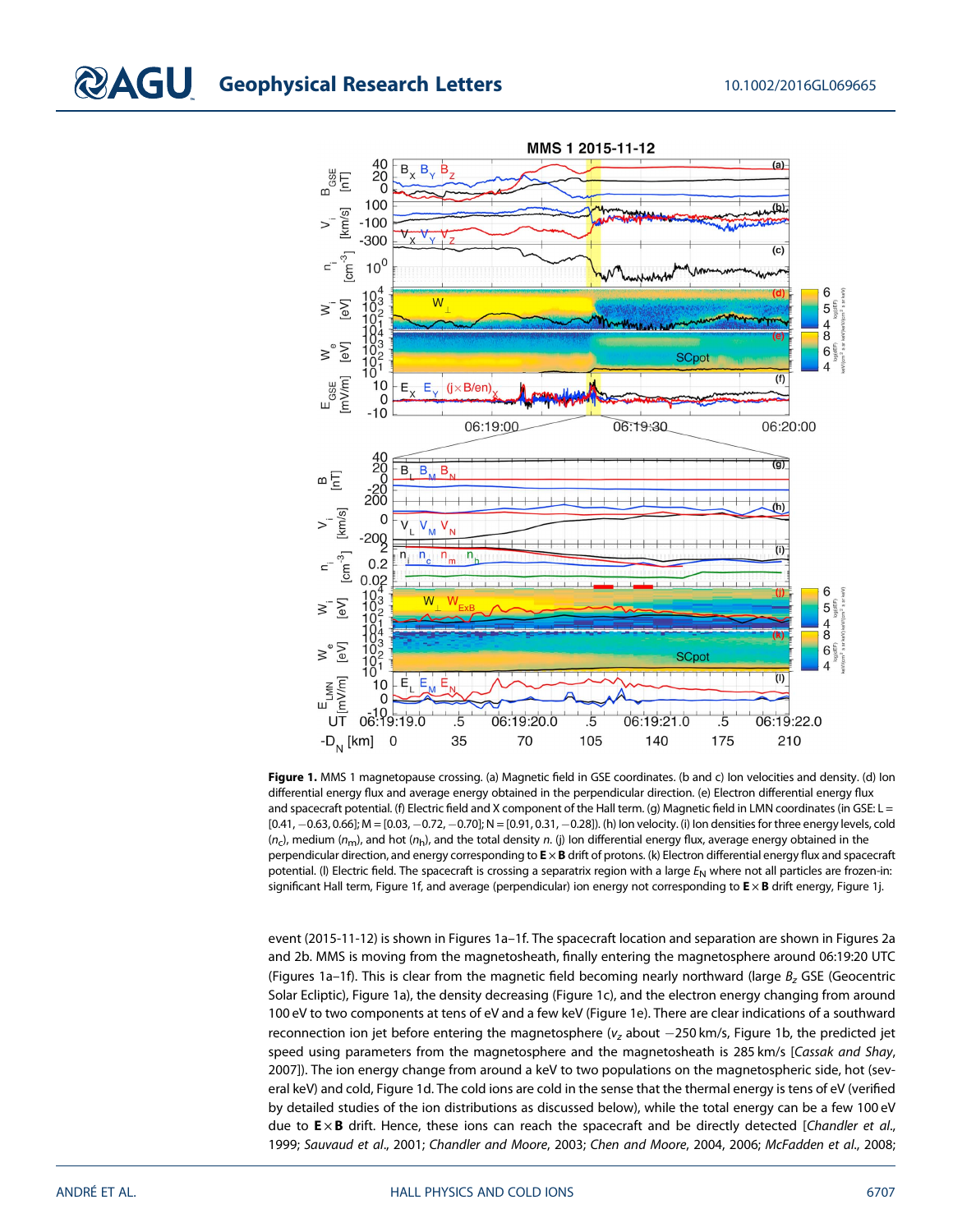**Figure 1.** MMS 1 magnetopause crossing. (a) Magnetic field in GSE coordinates. (b and c) Ion velocities and density. (d) Ion differential energy flux and average energy obtained in the perpendicular direction. (e) Electron differential energy flux and spacecraft potential. (f) Electric field and X component of the Hall term. (g) Magnetic field in LMN coordinates (in GSE: L = [0.41, −0.63, 0.66]; M = [0.03, −0.72, −0.70]; N = [0.91, 0.31, −0.28]). (h) Ion velocity. (i) Ion densities for three energy levels, cold ($n_c$), medium ($n_m$), and hot ($n_h$), and the total density $n$. (j) Ion differential energy flux, average energy obtained in the perpendicular direction, and energy corresponding to $\mathbf{E} \times \mathbf{B}$ drift of protons. (k) Electron differential energy flux and spacecraft potential. (l) Electric field. The spacecraft is crossing a separatrix region with a large $E_N$ where not all particles are frozen-in: significant Hall term, Figure 1f, and average (perpendicular) ion energy not corresponding to $\mathbf{E} \times \mathbf{B}$ drift energy, Figure 1j.

event (2015-11-12) is shown in Figures 1a–1f. The spacecraft location and separation are shown in Figures 2a and 2b. MMS is moving from the magnetosheath, finally entering the magnetosphere around 06:19:20 UTC (Figures 1a–1f). This is clear from the magnetic field becoming nearly northward (large $B_z$ GSE (Geocentric Solar Ecliptic), Figure 1a), the density decreasing (Figure 1c), and the electron energy changing from around 100 eV to two components at tens of eV and a few keV (Figure 1e). There are clear indications of a southward reconnection ion jet before entering the magnetosphere ($v_z$ about −250 km/s, Figure 1b, the predicted jet speed using parameters from the magnetosphere and the magnetosheath is 285 km/s [*Cassak and Shay*, 2007]). The ion energy change from around a keV to two populations on the magnetospheric side, hot (several keV) and cold, Figure 1d. The cold ions are cold in the sense that the thermal energy is tens of eV (verified by detailed studies of the ion distributions as discussed below), while the total energy can be a few 100 eV due to $\mathbf{E} \times \mathbf{B}$ drift. Hence, these ions can reach the spacecraft and be directly detected [*Chandler et al.*, 1999; *Sauvaud et al.*, 2001; *Chandler and Moore*, 2003; *Chen and Moore*, 2004, 2006; *McFadden et al.*, 2008;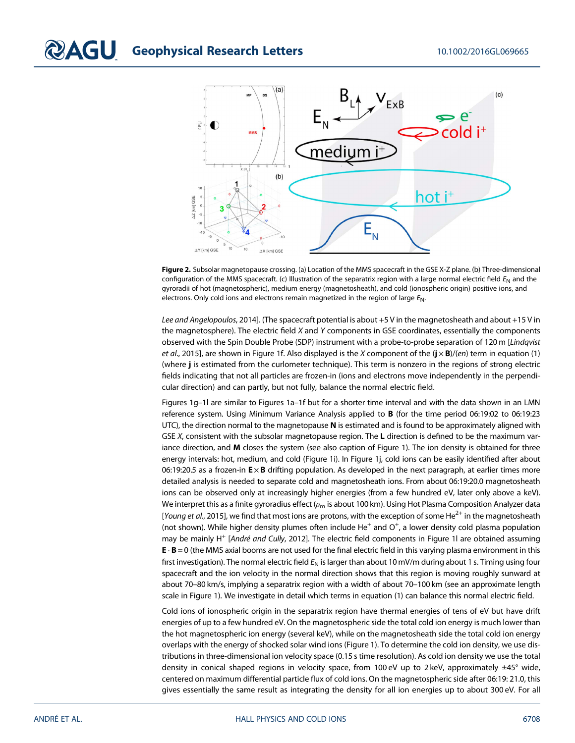**Figure 2.** Subsolar magnetopause crossing. (a) Location of the MMS spacecraft in the GSE X-Z plane. (b) Three-dimensional configuration of the MMS spacecraft. (c) Illustration of the separatrix region with a large normal electric field $E_N$ and the gyroradii of hot (magnetospheric), medium energy (magnetosheath), and cold (ionospheric origin) positive ions, and electrons. Only cold ions and electrons remain magnetized in the region of large $E_N$.

*Lee and Angelopoulos*, 2014]. (The spacecraft potential is about +5 V in the magnetosheath and about +15 V in the magnetosphere). The electric field *X* and *Y* components in GSE coordinates, essentially the components observed with the Spin Double Probe (SDP) instrument with a probe-to-probe separation of 120 m [*Lindqvist et al.*, 2015], are shown in Figure 1f. Also displayed is the *X* component of the $(\mathbf{j} \times \mathbf{B})/(en)$ term in equation (1) (where **j** is estimated from the curlometer technique). This term is nonzero in the regions of strong electric fields indicating that not all particles are frozen-in (ions and electrons move independently in the perpendicular direction) and can partly, but not fully, balance the normal electric field.

Figures 1g–1l are similar to Figures 1a–1f but for a shorter time interval and with the data shown in an LMN reference system. Using Minimum Variance Analysis applied to **B** (for the time period 06:19:02 to 06:19:23 UTC), the direction normal to the magnetopause **N** is estimated and is found to be approximately aligned with GSE *X*, consistent with the subsolar magnetopause region. The **L** direction is defined to be the maximum variance direction, and **M** closes the system (see also caption of Figure 1). The ion density is obtained for three energy intervals: hot, medium, and cold (Figure 1i). In Figure 1j, cold ions can be easily identified after about 06:19:20.5 as a frozen-in $\mathbf{E} \times \mathbf{B}$ drifting population. As developed in the next paragraph, at earlier times more detailed analysis is needed to separate cold and magnetosheath ions. From about 06:19:20.0 magnetosheath ions can be observed only at increasingly higher energies (from a few hundred eV, later only above a keV). We interpret this as a finite gyroradius effect ($\rho_m$ is about 100 km). Using Hot Plasma Composition Analyzer data [*Young et al.*, 2015], we find that most ions are protons, with the exception of some $He^{2+}$ in the magnetosheath (not shown). While higher density plumes often include $He^{+}$ and $O^{+}$, a lower density cold plasma population may be mainly $H^{+}$ [*André and Cully*, 2012]. The electric field components in Figure 1l are obtained assuming $\mathbf{E} \cdot \mathbf{B} = 0$ (the MMS axial booms are not used for the final electric field in this varying plasma environment in this first investigation). The normal electric field $E_N$ is larger than about 10 mV/m during about 1 s. Timing using four spacecraft and the ion velocity in the normal direction shows that this region is moving roughly sunward at about 70–80 km/s, implying a separatrix region with a width of about 70–100 km (see an approximate length scale in Figure 1). We investigate in detail which terms in equation (1) can balance this normal electric field.

Cold ions of ionospheric origin in the separatrix region have thermal energies of tens of eV but have drift energies of up to a few hundred eV. On the magnetospheric side the total cold ion energy is much lower than the hot magnetospheric ion energy (several keV), while on the magnetosheath side the total cold ion energy overlaps with the energy of shocked solar wind ions (Figure 1). To determine the cold ion density, we use distributions in three-dimensional ion velocity space (0.15 s time resolution). As cold ion density we use the total density in conical shaped regions in velocity space, from 100 eV up to 2 keV, approximately ±45° wide, centered on maximum differential particle flux of cold ions. On the magnetospheric side after 06:19: 21.0, this gives essentially the same result as integrating the density for all ion energies up to about 300 eV. For all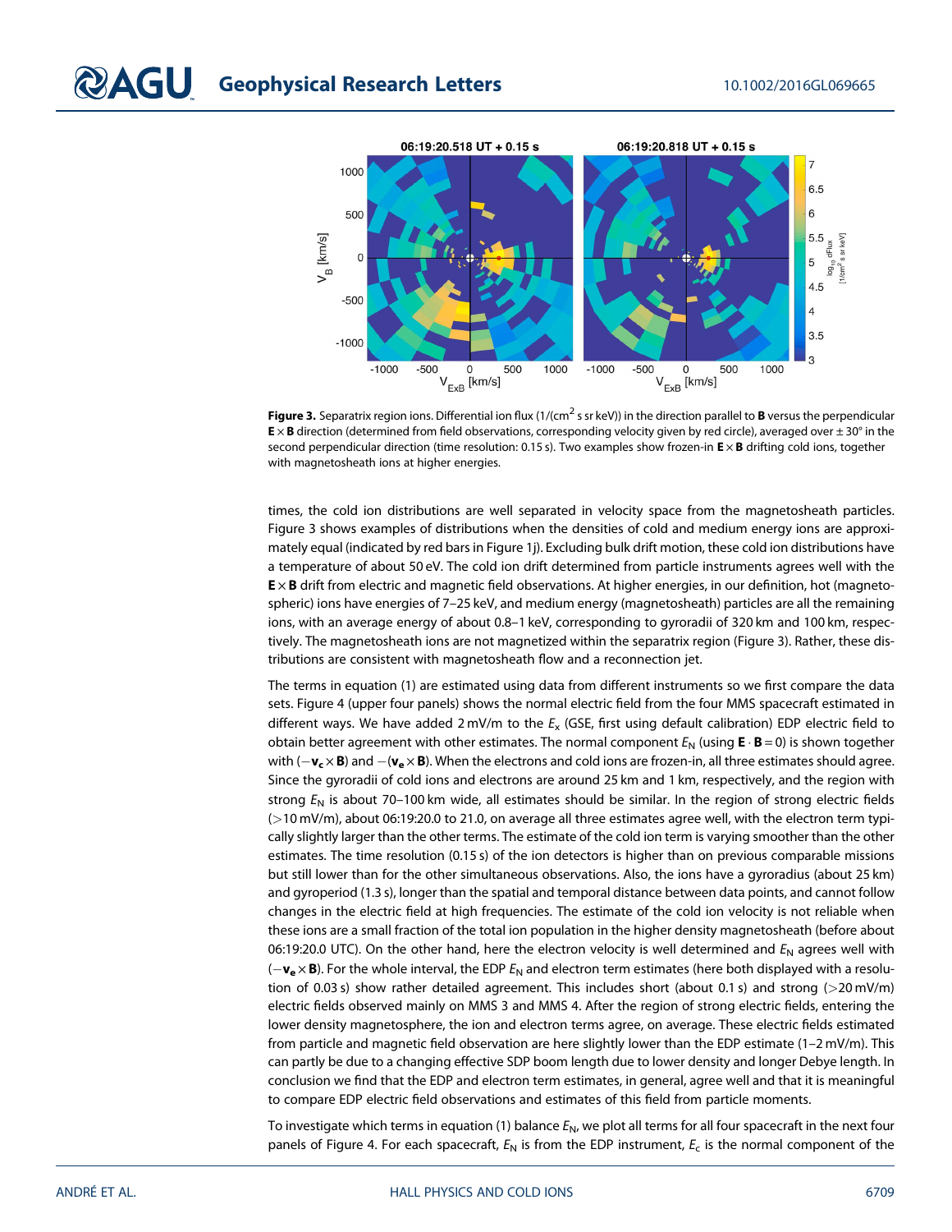**Figure 3.** Separatrix region ions. Differential ion flux (1/(cm$^2$ s sr keV)) in the direction parallel to **B** versus the perpendicular **E** × **B** direction (determined from field observations, corresponding velocity given by red circle), averaged over ± 30° in the second perpendicular direction (time resolution: 0.15 s). Two examples show frozen-in **E** × **B** drifting cold ions, together with magnetosheath ions at higher energies.

times, the cold ion distributions are well separated in velocity space from the magnetosheath particles. Figure 3 shows examples of distributions when the densities of cold and medium energy ions are approximately equal (indicated by red bars in Figure 1j). Excluding bulk drift motion, these cold ion distributions have a temperature of about 50 eV. The cold ion drift determined from particle instruments agrees well with the **E** × **B** drift from electric and magnetic field observations. At higher energies, in our definition, hot (magnetospheric) ions have energies of 7–25 keV, and medium energy (magnetosheath) particles are all the remaining ions, with an average energy of about 0.8–1 keV, corresponding to gyroradii of 320 km and 100 km, respectively. The magnetosheath ions are not magnetized within the separatrix region (Figure 3). Rather, these distributions are consistent with magnetosheath flow and a reconnection jet.

The terms in equation (1) are estimated using data from different instruments so we first compare the data sets. Figure 4 (upper four panels) shows the normal electric field from the four MMS spacecraft estimated in different ways. We have added 2 mV/m to the $E_x$ (GSE, first using default calibration) EDP electric field to obtain better agreement with other estimates. The normal component $E_N$ (using $\mathbf{E} \cdot \mathbf{B} = 0$) is shown together with $(-\mathbf{v_c} \times \mathbf{B})$ and $-(\mathbf{v_e} \times \mathbf{B})$. When the electrons and cold ions are frozen-in, all three estimates should agree. Since the gyroradii of cold ions and electrons are around 25 km and 1 km, respectively, and the region with strong $E_N$ is about 70–100 km wide, all estimates should be similar. In the region of strong electric fields (>10 mV/m), about 06:19:20.0 to 21.0, on average all three estimates agree well, with the electron term typically slightly larger than the other terms. The estimate of the cold ion term is varying smoother than the other estimates. The time resolution (0.15 s) of the ion detectors is higher than on previous comparable missions but still lower than for the other simultaneous observations. Also, the ions have a gyroradius (about 25 km) and gyroperiod (1.3 s), longer than the spatial and temporal distance between data points, and cannot follow changes in the electric field at high frequencies. The estimate of the cold ion velocity is not reliable when these ions are a small fraction of the total ion population in the higher density magnetosheath (before about 06:19:20.0 UTC). On the other hand, here the electron velocity is well determined and $E_N$ agrees well with $(-\mathbf{v_e} \times \mathbf{B})$. For the whole interval, the EDP $E_N$ and electron term estimates (here both displayed with a resolution of 0.03 s) show rather detailed agreement. This includes short (about 0.1 s) and strong (>20 mV/m) electric fields observed mainly on MMS 3 and MMS 4. After the region of strong electric fields, entering the lower density magnetosphere, the ion and electron terms agree, on average. These electric fields estimated from particle and magnetic field observation are here slightly lower than the EDP estimate (1–2 mV/m). This can partly be due to a changing effective SDP boom length due to lower density and longer Debye length. In conclusion we find that the EDP and electron term estimates, in general, agree well and that it is meaningful to compare EDP electric field observations and estimates of this field from particle moments.

To investigate which terms in equation (1) balance $E_N$, we plot all terms for all four spacecraft in the next four panels of Figure 4. For each spacecraft, $E_N$ is from the EDP instrument, $E_c$ is the normal component of the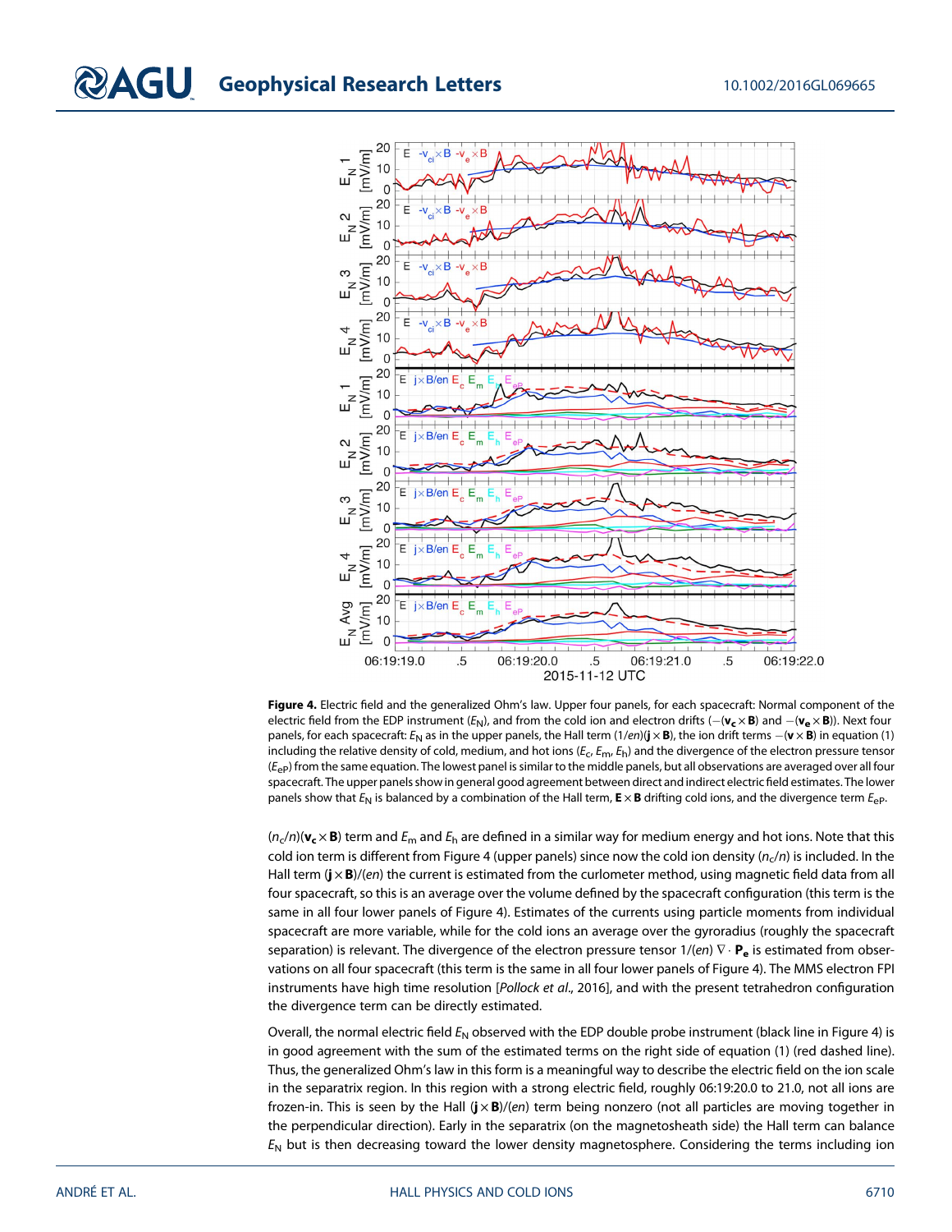**Figure 4.** Electric field and the generalized Ohm's law. Upper four panels, for each spacecraft: Normal component of the electric field from the EDP instrument ($E_N$), and from the cold ion and electron drifts ($-(\mathbf{v_c} \times \mathbf{B})$ and $-(\mathbf{v_e} \times \mathbf{B})$). Next four panels, for each spacecraft: $E_N$ as in the upper panels, the Hall term $(1/en)(\mathbf{j} \times \mathbf{B})$, the ion drift terms $-(\mathbf{v} \times \mathbf{B})$ in equation (1) including the relative density of cold, medium, and hot ions ($E_c$, $E_m$, $E_h$) and the divergence of the electron pressure tensor ($E_{eP}$) from the same equation. The lowest panel is similar to the middle panels, but all observations are averaged over all four spacecraft. The upper panels show in general good agreement between direct and indirect electric field estimates. The lower panels show that $E_N$ is balanced by a combination of the Hall term, $\mathbf{E} \times \mathbf{B}$ drifting cold ions, and the divergence term $E_{eP}$.

$(n_c/n)(\mathbf{v_c} \times \mathbf{B})$ term and $E_m$ and $E_h$ are defined in a similar way for medium energy and hot ions. Note that this cold ion term is different from Figure 4 (upper panels) since now the cold ion density ($n_c/n$) is included. In the Hall term $(\mathbf{j} \times \mathbf{B})/(en)$ the current is estimated from the curlometer method, using magnetic field data from all four spacecraft, so this is an average over the volume defined by the spacecraft configuration (this term is the same in all four lower panels of Figure 4). Estimates of the currents using particle moments from individual spacecraft are more variable, while for the cold ions an average over the gyroradius (roughly the spacecraft separation) is relevant. The divergence of the electron pressure tensor $1/(en)\, \nabla \cdot \mathbf{P_e}$ is estimated from observations on all four spacecraft (this term is the same in all four lower panels of Figure 4). The MMS electron FPI instruments have high time resolution [*Pollock et al.*, 2016], and with the present tetrahedron configuration the divergence term can be directly estimated.

Overall, the normal electric field $E_N$ observed with the EDP double probe instrument (black line in Figure 4) is in good agreement with the sum of the estimated terms on the right side of equation (1) (red dashed line). Thus, the generalized Ohm's law in this form is a meaningful way to describe the electric field on the ion scale in the separatrix region. In this region with a strong electric field, roughly 06:19:20.0 to 21.0, not all ions are frozen-in. This is seen by the Hall $(\mathbf{j} \times \mathbf{B})/(en)$ term being nonzero (not all particles are moving together in the perpendicular direction). Early in the separatrix (on the magnetosheath side) the Hall term can balance $E_N$ but is then decreasing toward the lower density magnetosphere. Considering the terms including ion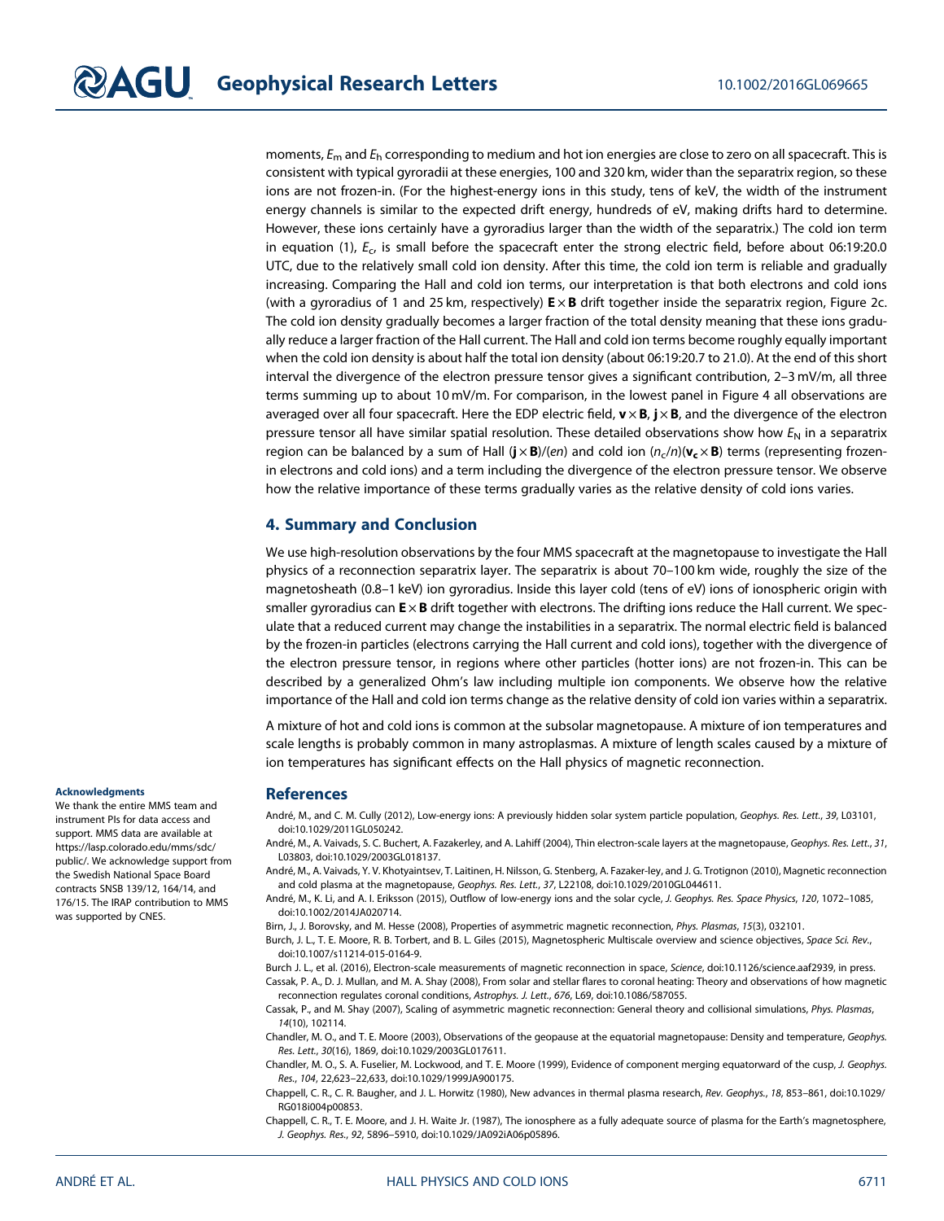moments, $E_m$ and $E_h$ corresponding to medium and hot ion energies are close to zero on all spacecraft. This is consistent with typical gyroradii at these energies, 100 and 320 km, wider than the separatrix region, so these ions are not frozen-in. (For the highest-energy ions in this study, tens of keV, the width of the instrument energy channels is similar to the expected drift energy, hundreds of eV, making drifts hard to determine. However, these ions certainly have a gyroradius larger than the width of the separatrix.) The cold ion term in equation (1), $E_c$, is small before the spacecraft enter the strong electric field, before about 06:19:20.0 UTC, due to the relatively small cold ion density. After this time, the cold ion term is reliable and gradually increasing. Comparing the Hall and cold ion terms, our interpretation is that both electrons and cold ions (with a gyroradius of 1 and 25 km, respectively) $\mathbf{E} \times \mathbf{B}$ drift together inside the separatrix region, Figure 2c. The cold ion density gradually becomes a larger fraction of the total density meaning that these ions gradually reduce a larger fraction of the Hall current. The Hall and cold ion terms become roughly equally important when the cold ion density is about half the total ion density (about 06:19:20.7 to 21.0). At the end of this short interval the divergence of the electron pressure tensor gives a significant contribution, 2–3 mV/m, all three terms summing up to about 10 mV/m. For comparison, in the lowest panel in Figure 4 all observations are averaged over all four spacecraft. Here the EDP electric field, $\mathbf{v} \times \mathbf{B}$, $\mathbf{j} \times \mathbf{B}$, and the divergence of the electron pressure tensor all have similar spatial resolution. These detailed observations show how $E_N$ in a separatrix region can be balanced by a sum of Hall $(\mathbf{j} \times \mathbf{B})/(en)$ and cold ion $(n_c/n)(\mathbf{v_c} \times \mathbf{B})$ terms (representing frozen-in electrons and cold ions) and a term including the divergence of the electron pressure tensor. We observe how the relative importance of these terms gradually varies as the relative density of cold ions varies.

## 4. Summary and Conclusion

We use high-resolution observations by the four MMS spacecraft at the magnetopause to investigate the Hall physics of a reconnection separatrix layer. The separatrix is about 70–100 km wide, roughly the size of the magnetosheath (0.8–1 keV) ion gyroradius. Inside this layer cold (tens of eV) ions of ionospheric origin with smaller gyroradius can $\mathbf{E} \times \mathbf{B}$ drift together with electrons. The drifting ions reduce the Hall current. We speculate that a reduced current may change the instabilities in a separatrix. The normal electric field is balanced by the frozen-in particles (electrons carrying the Hall current and cold ions), together with the divergence of the electron pressure tensor, in regions where other particles (hotter ions) are not frozen-in. This can be described by a generalized Ohm's law including multiple ion components. We observe how the relative importance of the Hall and cold ion terms change as the relative density of cold ion varies within a separatrix.

A mixture of hot and cold ions is common at the subsolar magnetopause. A mixture of ion temperatures and scale lengths is probably common in many astroplasmas. A mixture of length scales caused by a mixture of ion temperatures has significant effects on the Hall physics of magnetic reconnection.

#### Acknowledgments

We thank the entire MMS team and instrument PIs for data access and support. MMS data are available at https://lasp.colorado.edu/mms/sdc/public/. We acknowledge support from the Swedish National Space Board contracts SNSB 139/12, 164/14, and 176/15. The IRAP contribution to MMS was supported by CNES.

## References

André, M., and C. M. Cully (2012), Low-energy ions: A previously hidden solar system particle population, *Geophys. Res. Lett.*, *39*, L03101, doi:10.1029/2011GL050242.

André, M., A. Vaivads, S. C. Buchert, A. Fazakerley, and A. Lahiff (2004), Thin electron-scale layers at the magnetopause, *Geophys. Res. Lett.*, *31*, L03803, doi:10.1029/2003GL018137.

André, M., A. Vaivads, Y. V. Khotyaintsev, T. Laitinen, H. Nilsson, G. Stenberg, A. Fazakerley, and J. G. Trotignon (2010), Magnetic reconnection and cold plasma at the magnetopause, *Geophys. Res. Lett.*, *37*, L22108, doi:10.1029/2010GL044611.

André, M., K. Li, and A. I. Eriksson (2015), Outflow of low-energy ions and the solar cycle, *J. Geophys. Res. Space Physics*, *120*, 1072–1085, doi:10.1002/2014JA020714.

Birn, J., J. Borovsky, and M. Hesse (2008), Properties of asymmetric magnetic reconnection, *Phys. Plasmas*, *15*(3), 032101.

Burch, J. L., T. E. Moore, R. B. Torbert, and B. L. Giles (2015), Magnetospheric Multiscale overview and science objectives, *Space Sci. Rev.*, doi:10.1007/s11214-015-0164-9.

Burch J. L., et al. (2016), Electron-scale measurements of magnetic reconnection in space, *Science*, doi:10.1126/science.aaf2939, in press.

Cassak, P. A., D. J. Mullan, and M. A. Shay (2008), From solar and stellar flares to coronal heating: Theory and observations of how magnetic reconnection regulates coronal conditions, *Astrophys. J. Lett.*, *676*, L69, doi:10.1086/587055.

Cassak, P., and M. Shay (2007), Scaling of asymmetric magnetic reconnection: General theory and collisional simulations, *Phys. Plasmas*, *14*(10), 102114.

Chandler, M. O., and T. E. Moore (2003), Observations of the geopause at the equatorial magnetopause: Density and temperature, *Geophys. Res. Lett.*, *30*(16), 1869, doi:10.1029/2003GL017611.

Chandler, M. O., S. A. Fuselier, M. Lockwood, and T. E. Moore (1999), Evidence of component merging equatorward of the cusp, *J. Geophys. Res.*, *104*, 22,623–22,633, doi:10.1029/1999JA900175.

Chappell, C. R., C. R. Baugher, and J. L. Horwitz (1980), New advances in thermal plasma research, *Rev. Geophys.*, *18*, 853–861, doi:10.1029/RG018i004p00853.

Chappell, C. R., T. E. Moore, and J. H. Waite Jr. (1987), The ionosphere as a fully adequate source of plasma for the Earth's magnetosphere, *J. Geophys. Res.*, *92*, 5896–5910, doi:10.1029/JA092iA06p05896.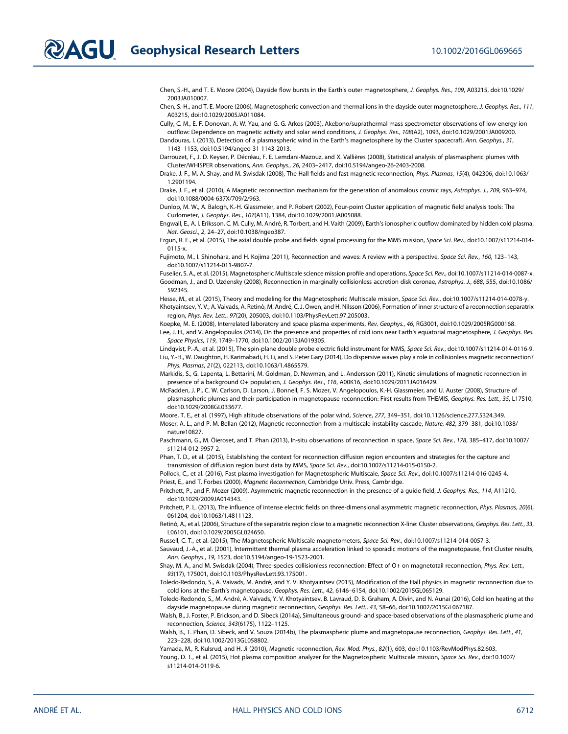Chen, S.-H., and T. E. Moore (2004), Dayside flow bursts in the Earth's outer magnetosphere, *J. Geophys. Res.*, *109*, A03215, doi:10.1029/2003JA010007.

Chen, S.-H., and T. E. Moore (2006), Magnetospheric convection and thermal ions in the dayside outer magnetosphere, *J. Geophys. Res.*, *111*, A03215, doi:10.1029/2005JA011084.

Cully, C. M., E. F. Donovan, A. W. Yau, and G. G. Arkos (2003), Akebono/suprathermal mass spectrometer observations of low-energy ion outflow: Dependence on magnetic activity and solar wind conditions, *J. Geophys. Res.*, *108*(A2), 1093, doi:10.1029/2001JA009200.

Dandouras, I. (2013), Detection of a plasmaspheric wind in the Earth's magnetosphere by the Cluster spacecraft, *Ann. Geophys.*, *31*, 1143–1153, doi:10.5194/angeo-31-1143-2013.

Darrouzet, F., J. D. Keyser, P. Décréau, F. E. Lemdani-Mazouz, and X. Vallières (2008), Statistical analysis of plasmaspheric plumes with Cluster/WHISPER observations, *Ann. Geophys.*, *26*, 2403–2417, doi:10.5194/angeo-26-2403-2008.

Drake, J. F., M. A. Shay, and M. Swisdak (2008), The Hall fields and fast magnetic reconnection, *Phys. Plasmas*, *15*(4), 042306, doi:10.1063/1.2901194.

Drake, J. F., et al. (2010), A Magnetic reconnection mechanism for the generation of anomalous cosmic rays, *Astrophys. J.*, *709*, 963–974, doi:10.1088/0004-637X/709/2/963.

Dunlop, M. W., A. Balogh, K.-H. Glassmeier, and P. Robert (2002), Four-point Cluster application of magnetic field analysis tools: The Curlometer, *J. Geophys. Res.*, *107*(A11), 1384, doi:10.1029/2001JA005088.

Engwall, E., A. I. Eriksson, C. M. Cully, M. André, R. Torbert, and H. Vaith (2009), Earth's ionospheric outflow dominated by hidden cold plasma, *Nat. Geosci.*, *2*, 24–27, doi:10.1038/ngeo387.

Ergun, R. E., et al. (2015), The axial double probe and fields signal processing for the MMS mission, *Space Sci. Rev.*, doi:10.1007/s11214-014-0115-x.

Fujimoto, M., I. Shinohara, and H. Kojima (2011), Reconnection and waves: A review with a perspective, *Space Sci. Rev.*, *160*, 123–143, doi:10.1007/s11214-011-9807-7.

Fuselier, S. A., et al. (2015), Magnetospheric Multiscale science mission profile and operations, *Space Sci. Rev.*, doi:10.1007/s11214-014-0087-x.

Goodman, J., and D. Uzdensky (2008), Reconnection in marginally collisionless accretion disk coronae, *Astrophys. J.*, *688*, 555, doi:10.1086/592345.

Hesse, M., et al. (2015), Theory and modeling for the Magnetospheric Multiscale mission, *Space Sci. Rev.*, doi:10.1007/s11214-014-0078-y.

Khotyaintsev, Y. V., A. Vaivads, A. Retinò, M. André, C. J. Owen, and H. Nilsson (2006), Formation of inner structure of a reconnection separatrix region, *Phys. Rev. Lett.*, *97*(20), 205003, doi:10.1103/PhysRevLett.97.205003.

Koepke, M. E. (2008), Interrelated laboratory and space plasma experiments, *Rev. Geophys.*, *46*, RG3001, doi:10.1029/2005RG000168.

Lee, J. H., and V. Angelopoulos (2014), On the presence and properties of cold ions near Earth's equatorial magnetosphere, *J. Geophys. Res. Space Physics*, *119*, 1749–1770, doi:10.1002/2013JA019305.

Lindqvist, P.-A., et al. (2015), The spin-plane double probe electric field instrument for MMS, *Space Sci. Rev.*, doi:10.1007/s11214-014-0116-9.

Liu, Y.-H., W. Daughton, H. Karimabadi, H. Li, and S. Peter Gary (2014), Do dispersive waves play a role in collisionless magnetic reconnection? *Phys. Plasmas*, *21*(2), 022113, doi:10.1063/1.4865579.

Markidis, S., G. Lapenta, L. Bettarini, M. Goldman, D. Newman, and L. Andersson (2011), Kinetic simulations of magnetic reconnection in presence of a background O+ population, *J. Geophys. Res.*, *116*, A00K16, doi:10.1029/2011JA016429.

McFadden, J. P., C. W. Carlson, D. Larson, J. Bonnell, F. S. Mozer, V. Angelopoulos, K.-H. Glassmeier, and U. Auster (2008), Structure of plasmaspheric plumes and their participation in magnetopause reconnection: First results from THEMIS, *Geophys. Res. Lett.*, *35*, L17S10, doi:10.1029/2008GL033677.

Moore, T. E., et al. (1997), High altitude observations of the polar wind, *Science*, *277*, 349–351, doi:10.1126/science.277.5324.349.

Moser, A. L., and P. M. Bellan (2012), Magnetic reconnection from a multiscale instability cascade, *Nature*, *482*, 379–381, doi:10.1038/nature10827.

Paschmann, G., M. Öieroset, and T. Phan (2013), In-situ observations of reconnection in space, *Space Sci. Rev.*, *178*, 385–417, doi:10.1007/s11214-012-9957-2.

Phan, T. D., et al. (2015), Establishing the context for reconnection diffusion region encounters and strategies for the capture and transmission of diffusion region burst data by MMS, *Space Sci. Rev.*, doi:10.1007/s11214-015-0150-2.

Pollock, C., et al. (2016), Fast plasma investigation for Magnetospheric Multiscale, *Space Sci. Rev.*, doi:10.1007/s11214-016-0245-4.

Priest, E., and T. Forbes (2000), *Magnetic Reconnection*, Cambridge Univ. Press, Cambridge.

Pritchett, P., and F. Mozer (2009), Asymmetric magnetic reconnection in the presence of a guide field, *J. Geophys. Res.*, *114*, A11210, doi:10.1029/2009JA014343.

Pritchett, P. L. (2013), The influence of intense electric fields on three-dimensional asymmetric magnetic reconnection, *Phys. Plasmas*, *20*(6), 061204, doi:10.1063/1.4811123.

Retinò, A., et al. (2006), Structure of the separatrix region close to a magnetic reconnection X-line: Cluster observations, *Geophys. Res. Lett.*, *33*, L06101, doi:10.1029/2005GL024650.

Russell, C. T., et al. (2015), The Magnetospheric Multiscale magnetometers, *Space Sci. Rev.*, doi:10.1007/s11214-014-0057-3.

Sauvaud, J.-A., et al. (2001), Intermittent thermal plasma acceleration linked to sporadic motions of the magnetopause, first Cluster results, *Ann. Geophys.*, *19*, 1523, doi:10.5194/angeo-19-1523-2001.

Shay, M. A., and M. Swisdak (2004), Three-species collisionless reconnection: Effect of O+ on magnetotail reconnection, *Phys. Rev. Lett.*, *93*(17), 175001, doi:10.1103/PhysRevLett.93.175001.

Toledo-Redondo, S., A. Vaivads, M. André, and Y. V. Khotyaintsev (2015), Modification of the Hall physics in magnetic reconnection due to cold ions at the Earth's magnetopause, *Geophys. Res. Lett.*, *42*, 6146–6154, doi:10.1002/2015GL065129.

Toledo-Redondo, S., M. André, A. Vaivads, Y. V. Khotyaintsev, B. Lavraud, D. B. Graham, A. Divin, and N. Aunai (2016), Cold ion heating at the dayside magnetopause during magnetic reconnection, *Geophys. Res. Lett.*, *43*, 58–66, doi:10.1002/2015GL067187.

Walsh, B., J. Foster, P. Erickson, and D. Sibeck (2014a), Simultaneous ground- and space-based observations of the plasmaspheric plume and reconnection, *Science*, *343*(6175), 1122–1125.

Walsh, B., T. Phan, D. Sibeck, and V. Souza (2014b), The plasmaspheric plume and magnetopause reconnection, *Geophys. Res. Lett.*, *41*, 223–228, doi:10.1002/2013GL058802.

Yamada, M., R. Kulsrud, and H. Ji (2010), Magnetic reconnection, *Rev. Mod. Phys.*, *82*(1), 603, doi:10.1103/RevModPhys.82.603.

Young, D. T., et al. (2015), Hot plasma composition analyzer for the Magnetospheric Multiscale mission, *Space Sci. Rev.*, doi:10.1007/s11214-014-0119-6.